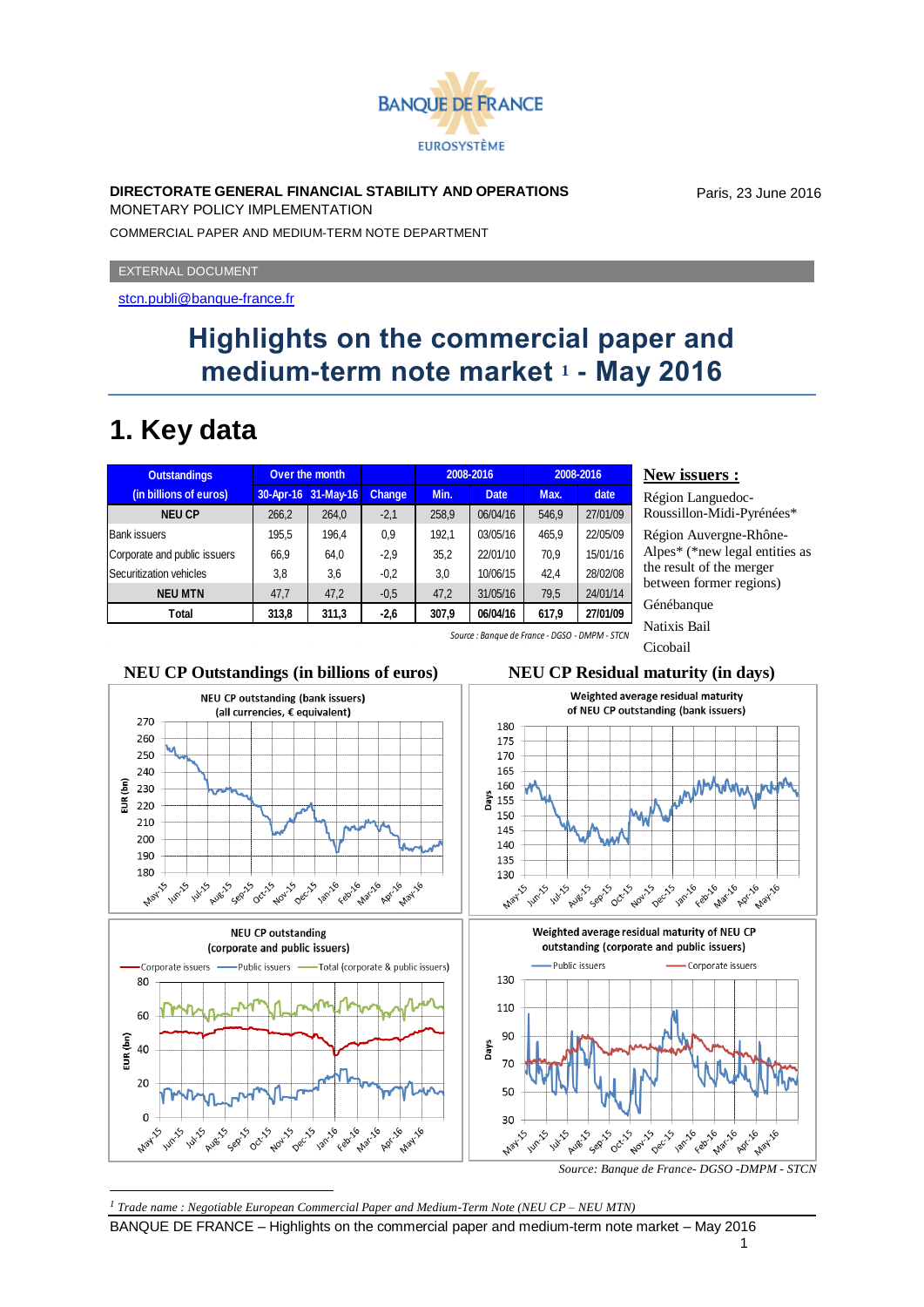BANQUE DE FRANCE
EUROSYSTÈME

**DIRECTORATE GENERAL FINANCIAL STABILITY AND OPERATIONS**
MONETARY POLICY IMPLEMENTATION

Paris, 23 June 2016

COMMERCIAL PAPER AND MEDIUM-TERM NOTE DEPARTMENT

EXTERNAL DOCUMENT

stcn.publi@banque-france.fr

# Highlights on the commercial paper and medium-term note market [1] - May 2016

## 1. Key data

| Outstandings (in billions of euros) | Over the month | | Change | 2008-2016 | | 2008-2016 | |
|---|---|---|---|---|---|---|---|
| | 30-Apr-16 | 31-May-16 | | Min. | Date | Max. | date |
| **NEU CP** | 266,2 | 264,0 | -2,1 | 258,9 | 06/04/16 | 546,9 | 27/01/09 |
| Bank issuers | 195,5 | 196,4 | 0,9 | 192,1 | 03/05/16 | 465,9 | 22/05/09 |
| Corporate and public issuers | 66,9 | 64,0 | -2,9 | 35,2 | 22/01/10 | 70,9 | 15/01/16 |
| Securitization vehicles | 3,8 | 3,6 | -0,2 | 3,0 | 10/06/15 | 42,4 | 28/02/08 |
| **NEU MTN** | 47,7 | 47,2 | -0,5 | 47,2 | 31/05/16 | 79,5 | 24/01/14 |
| **Total** | **313,8** | **311,3** | **-2,6** | **307,9** | **06/04/16** | **617,9** | **27/01/09** |

*Source : Banque de France - DGSO - DMPM - STCN*

**New issuers :**

Région Languedoc-Roussillon-Midi-Pyrénées*

Région Auvergne-Rhône-Alpes* (*new legal entities as the result of the merger between former regions)

Génébanque

Natixis Bail

Cicobail

**NEU CP Outstandings (in billions of euros)**

**NEU CP Residual maturity (in days)**

*Source: Banque de France- DGSO -DMPM - STCN*

[1] *Trade name : Negotiable European Commercial Paper and Medium-Term Note (NEU CP – NEU MTN)*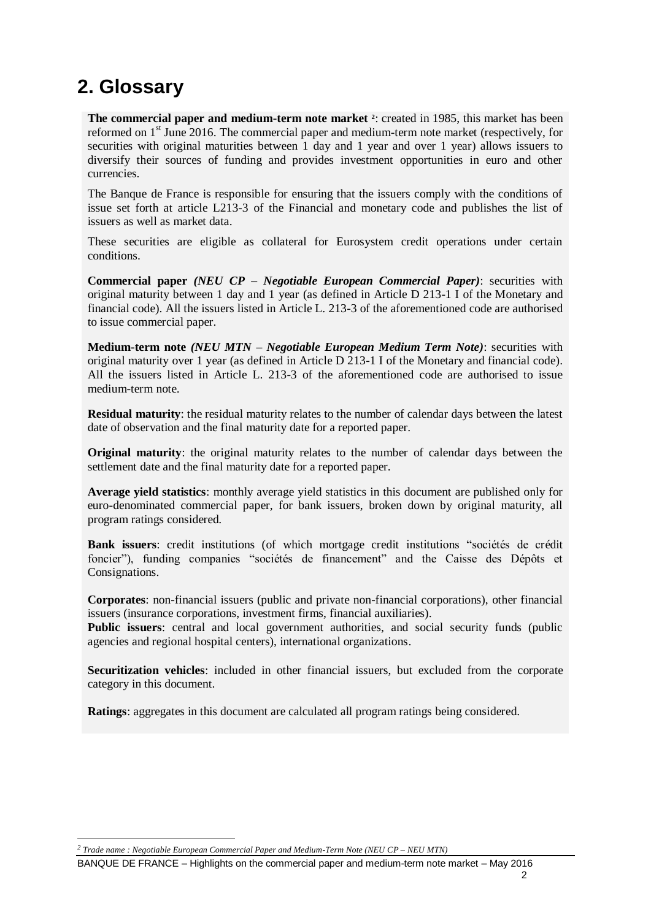## 2. Glossary

**The commercial paper and medium-term note market** [2]: created in 1985, this market has been reformed on 1st June 2016. The commercial paper and medium-term note market (respectively, for securities with original maturities between 1 day and 1 year and over 1 year) allows issuers to diversify their sources of funding and provides investment opportunities in euro and other currencies.

The Banque de France is responsible for ensuring that the issuers comply with the conditions of issue set forth at article L213-3 of the Financial and monetary code and publishes the list of issuers as well as market data.

These securities are eligible as collateral for Eurosystem credit operations under certain conditions.

**Commercial paper** ***(NEU CP – Negotiable European Commercial Paper)***: securities with original maturity between 1 day and 1 year (as defined in Article D 213-1 I of the Monetary and financial code). All the issuers listed in Article L. 213-3 of the aforementioned code are authorised to issue commercial paper.

**Medium-term note** ***(NEU MTN – Negotiable European Medium Term Note)***: securities with original maturity over 1 year (as defined in Article D 213-1 I of the Monetary and financial code). All the issuers listed in Article L. 213-3 of the aforementioned code are authorised to issue medium-term note.

**Residual maturity**: the residual maturity relates to the number of calendar days between the latest date of observation and the final maturity date for a reported paper.

**Original maturity**: the original maturity relates to the number of calendar days between the settlement date and the final maturity date for a reported paper.

**Average yield statistics**: monthly average yield statistics in this document are published only for euro-denominated commercial paper, for bank issuers, broken down by original maturity, all program ratings considered.

**Bank issuers**: credit institutions (of which mortgage credit institutions "sociétés de crédit foncier"), funding companies "sociétés de financement" and the Caisse des Dépôts et Consignations.

**Corporates**: non-financial issuers (public and private non-financial corporations), other financial issuers (insurance corporations, investment firms, financial auxiliaries).
**Public issuers**: central and local government authorities, and social security funds (public agencies and regional hospital centers), international organizations.

**Securitization vehicles**: included in other financial issuers, but excluded from the corporate category in this document.

**Ratings**: aggregates in this document are calculated all program ratings being considered.

[2] *Trade name : Negotiable European Commercial Paper and Medium-Term Note (NEU CP – NEU MTN)*